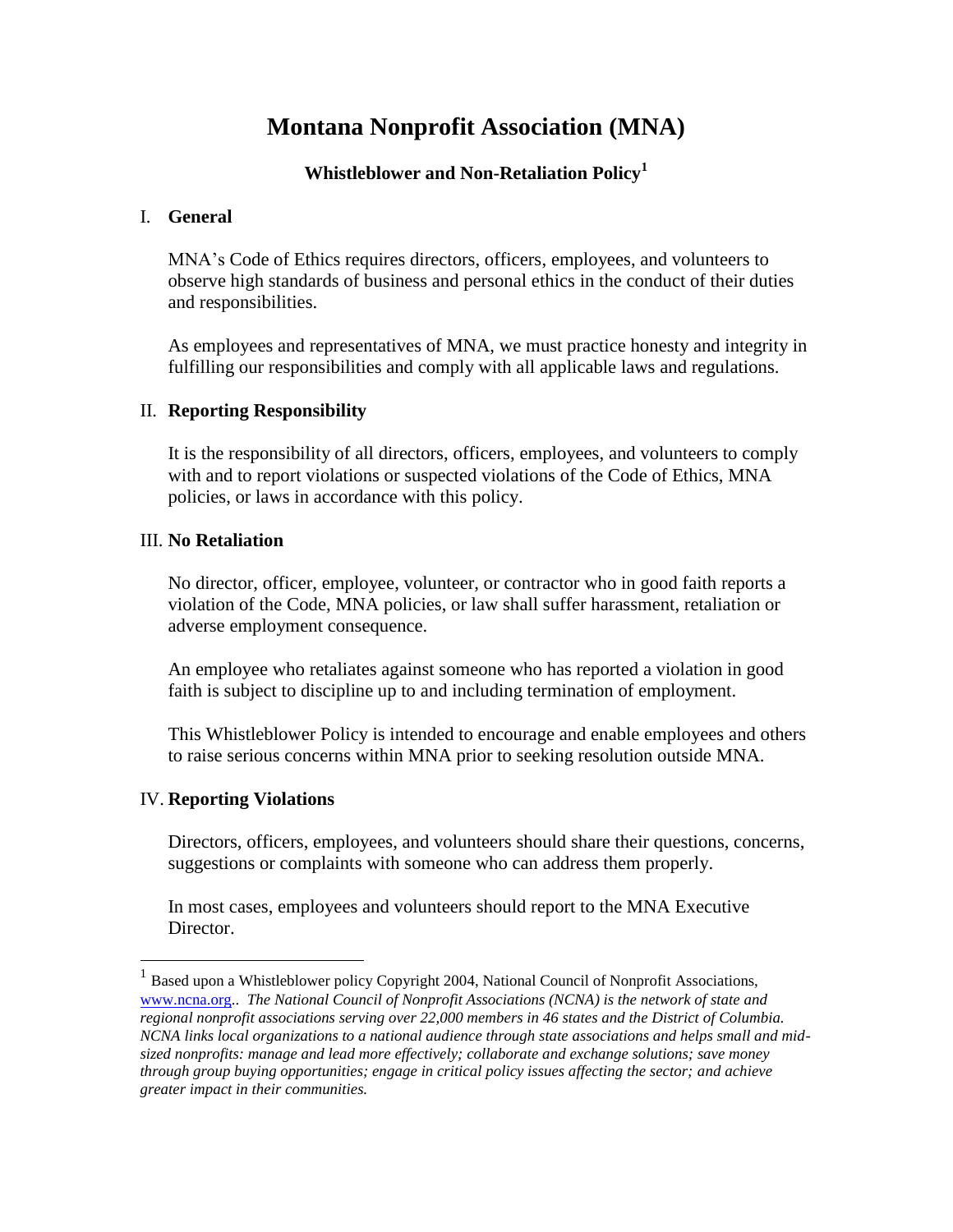# Montana Nonprofit Association (MNA)

## Whistleblower and Non-Retaliation Policy[1]

### I. General

MNA's Code of Ethics requires directors, officers, employees, and volunteers to observe high standards of business and personal ethics in the conduct of their duties and responsibilities.

As employees and representatives of MNA, we must practice honesty and integrity in fulfilling our responsibilities and comply with all applicable laws and regulations.

### II. Reporting Responsibility

It is the responsibility of all directors, officers, employees, and volunteers to comply with and to report violations or suspected violations of the Code of Ethics, MNA policies, or laws in accordance with this policy.

### III. No Retaliation

No director, officer, employee, volunteer, or contractor who in good faith reports a violation of the Code, MNA policies, or law shall suffer harassment, retaliation or adverse employment consequence.

An employee who retaliates against someone who has reported a violation in good faith is subject to discipline up to and including termination of employment.

This Whistleblower Policy is intended to encourage and enable employees and others to raise serious concerns within MNA prior to seeking resolution outside MNA.

### IV. Reporting Violations

Directors, officers, employees, and volunteers should share their questions, concerns, suggestions or complaints with someone who can address them properly.

In most cases, employees and volunteers should report to the MNA Executive Director.

---

[1] Based upon a Whistleblower policy Copyright 2004, National Council of Nonprofit Associations, www.ncna.org.. *The National Council of Nonprofit Associations (NCNA) is the network of state and regional nonprofit associations serving over 22,000 members in 46 states and the District of Columbia. NCNA links local organizations to a national audience through state associations and helps small and mid-sized nonprofits: manage and lead more effectively; collaborate and exchange solutions; save money through group buying opportunities; engage in critical policy issues affecting the sector; and achieve greater impact in their communities.*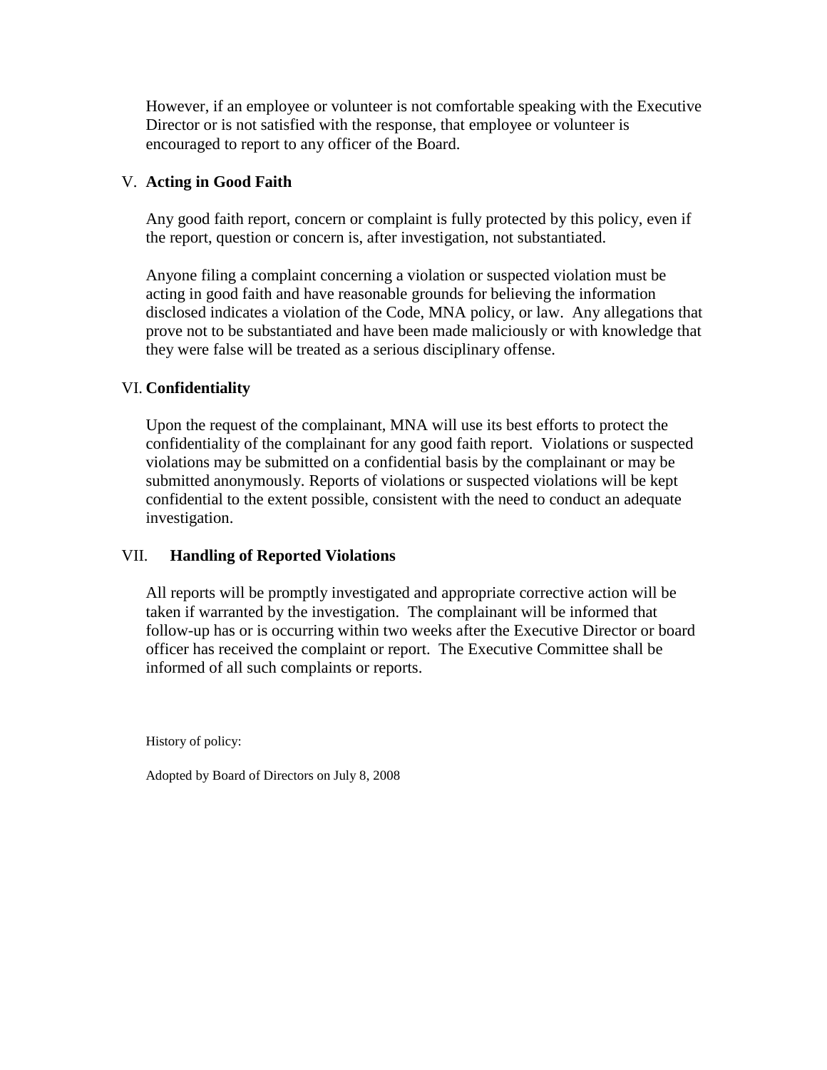However, if an employee or volunteer is not comfortable speaking with the Executive Director or is not satisfied with the response, that employee or volunteer is encouraged to report to any officer of the Board.

## V. Acting in Good Faith

Any good faith report, concern or complaint is fully protected by this policy, even if the report, question or concern is, after investigation, not substantiated.

Anyone filing a complaint concerning a violation or suspected violation must be acting in good faith and have reasonable grounds for believing the information disclosed indicates a violation of the Code, MNA policy, or law. Any allegations that prove not to be substantiated and have been made maliciously or with knowledge that they were false will be treated as a serious disciplinary offense.

## VI. Confidentiality

Upon the request of the complainant, MNA will use its best efforts to protect the confidentiality of the complainant for any good faith report. Violations or suspected violations may be submitted on a confidential basis by the complainant or may be submitted anonymously. Reports of violations or suspected violations will be kept confidential to the extent possible, consistent with the need to conduct an adequate investigation.

## VII. Handling of Reported Violations

All reports will be promptly investigated and appropriate corrective action will be taken if warranted by the investigation. The complainant will be informed that follow-up has or is occurring within two weeks after the Executive Director or board officer has received the complaint or report. The Executive Committee shall be informed of all such complaints or reports.

History of policy:

Adopted by Board of Directors on July 8, 2008